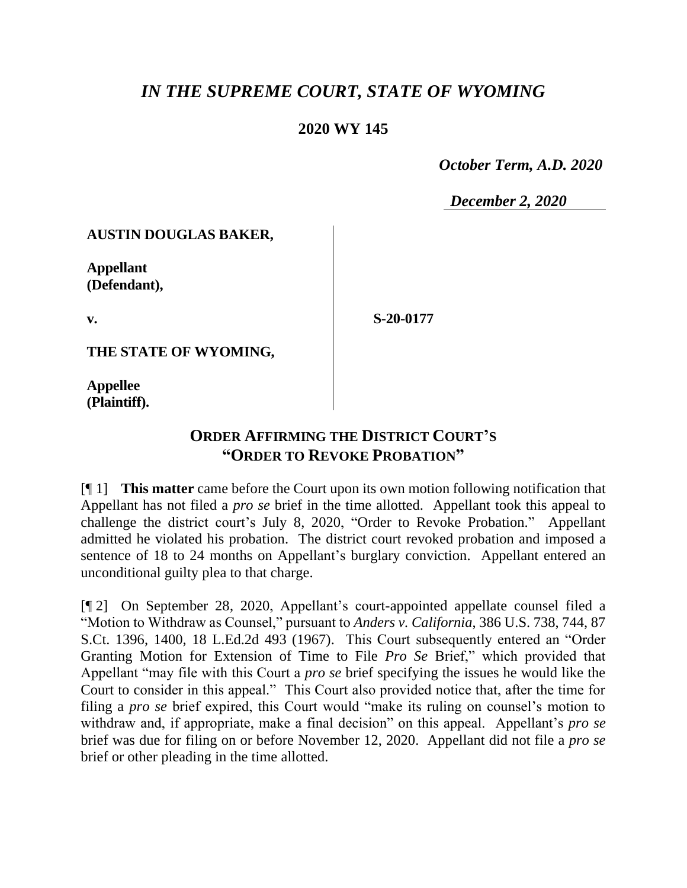# *IN THE SUPREME COURT, STATE OF WYOMING*

**2020 WY 145**

*October Term, A.D. 2020*

*December 2, 2020*

**AUSTIN DOUGLAS BAKER,**

**Appellant (Defendant),**

**v.**

**THE STATE OF WYOMING,**

**Appellee (Plaintiff).**

**S-20-0177**

## ORDER AFFIRMING THE DISTRICT COURT'S "ORDER TO REVOKE PROBATION"

[¶ 1] **This matter** came before the Court upon its own motion following notification that Appellant has not filed a *pro se* brief in the time allotted. Appellant took this appeal to challenge the district court's July 8, 2020, "Order to Revoke Probation." Appellant admitted he violated his probation. The district court revoked probation and imposed a sentence of 18 to 24 months on Appellant's burglary conviction. Appellant entered an unconditional guilty plea to that charge.

[¶ 2] On September 28, 2020, Appellant's court-appointed appellate counsel filed a "Motion to Withdraw as Counsel," pursuant to *Anders v. California*, 386 U.S. 738, 744, 87 S.Ct. 1396, 1400, 18 L.Ed.2d 493 (1967). This Court subsequently entered an "Order Granting Motion for Extension of Time to File *Pro Se* Brief," which provided that Appellant "may file with this Court a *pro se* brief specifying the issues he would like the Court to consider in this appeal." This Court also provided notice that, after the time for filing a *pro se* brief expired, this Court would "make its ruling on counsel's motion to withdraw and, if appropriate, make a final decision" on this appeal. Appellant's *pro se* brief was due for filing on or before November 12, 2020. Appellant did not file a *pro se* brief or other pleading in the time allotted.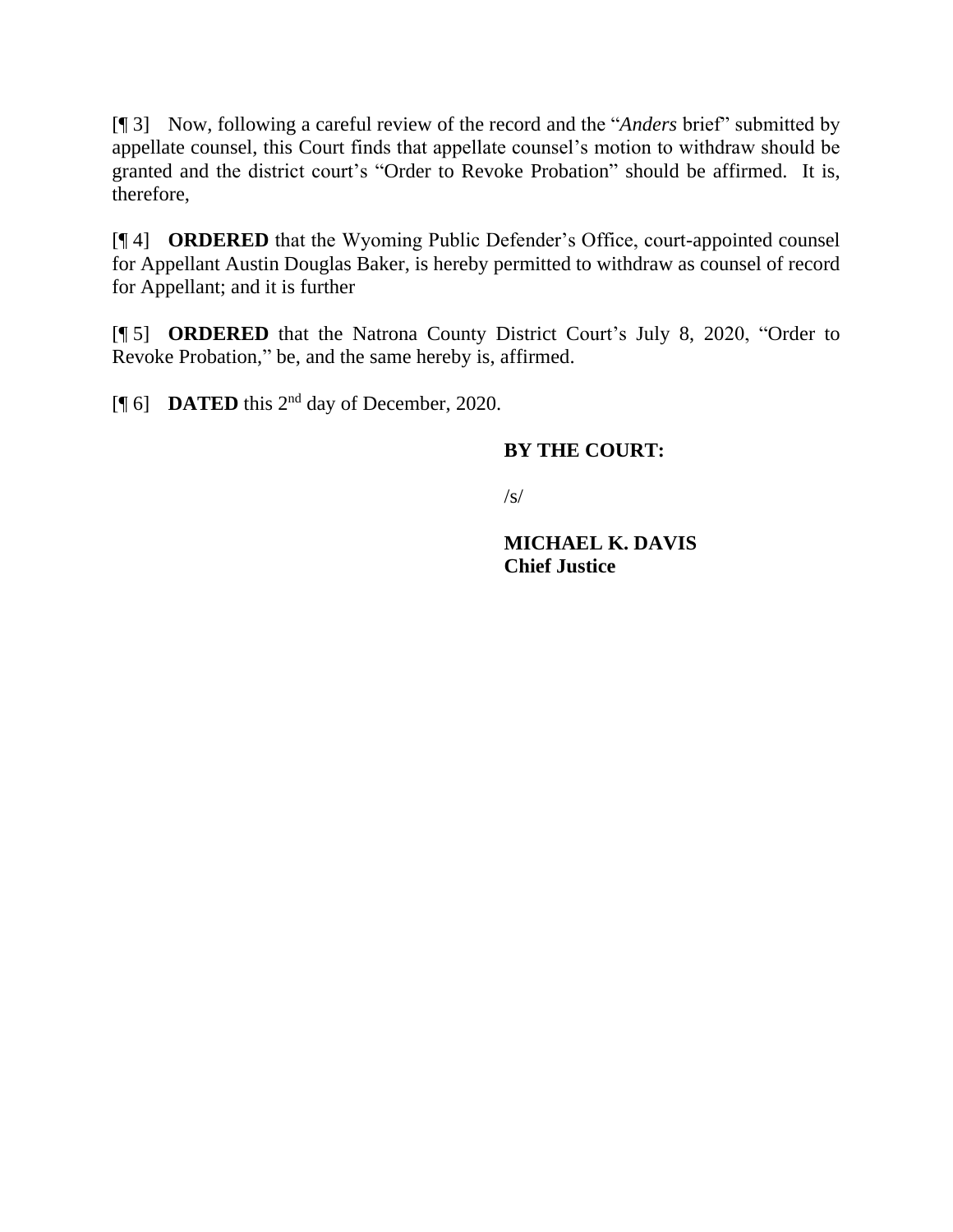[¶ 3] Now, following a careful review of the record and the "*Anders* brief" submitted by appellate counsel, this Court finds that appellate counsel's motion to withdraw should be granted and the district court's "Order to Revoke Probation" should be affirmed. It is, therefore,

[¶ 4] **ORDERED** that the Wyoming Public Defender's Office, court-appointed counsel for Appellant Austin Douglas Baker, is hereby permitted to withdraw as counsel of record for Appellant; and it is further

[¶ 5] **ORDERED** that the Natrona County District Court's July 8, 2020, "Order to Revoke Probation," be, and the same hereby is, affirmed.

[¶ 6] **DATED** this 2nd day of December, 2020.

**BY THE COURT:**

/s/

**MICHAEL K. DAVIS**
**Chief Justice**